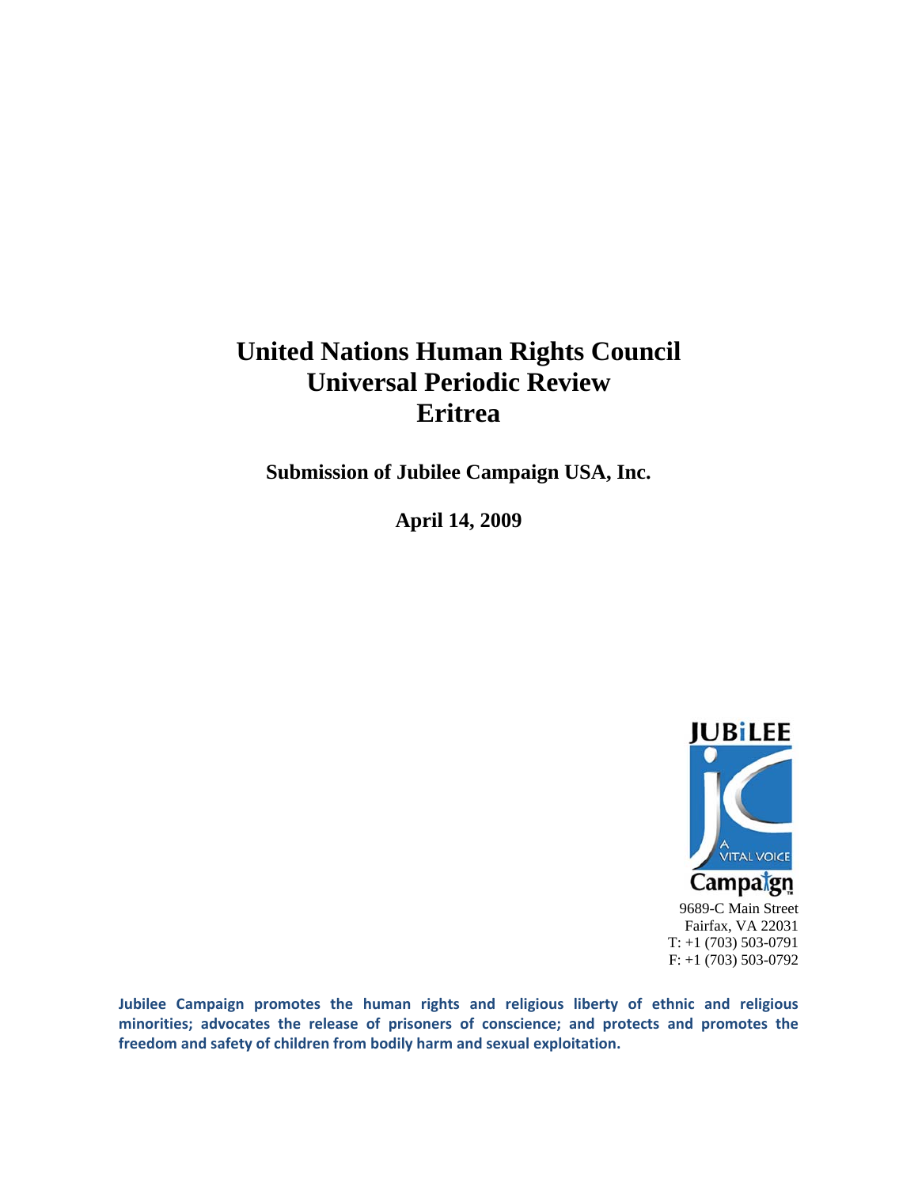# United Nations Human Rights Council
# Universal Periodic Review
# Eritrea

**Submission of Jubilee Campaign USA, Inc.**

**April 14, 2009**

JUBiLEE

A VITAL VOICE

Campaign

9689-C Main Street
Fairfax, VA 22031
T: +1 (703) 503-0791
F: +1 (703) 503-0792

**Jubilee Campaign promotes the human rights and religious liberty of ethnic and religious minorities; advocates the release of prisoners of conscience; and protects and promotes the freedom and safety of children from bodily harm and sexual exploitation.**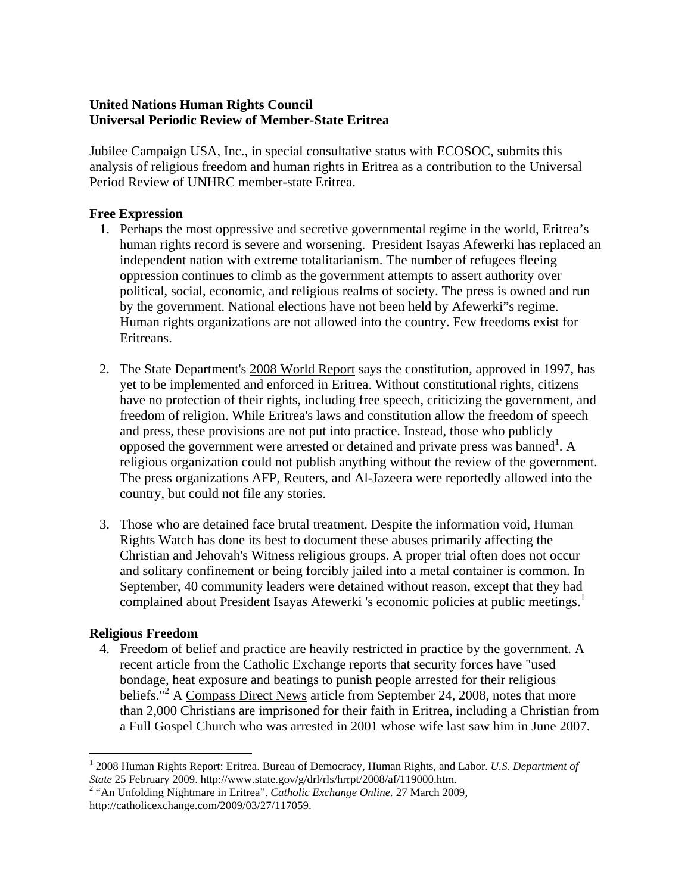**United Nations Human Rights Council**
**Universal Periodic Review of Member-State Eritrea**

Jubilee Campaign USA, Inc., in special consultative status with ECOSOC, submits this analysis of religious freedom and human rights in Eritrea as a contribution to the Universal Period Review of UNHRC member-state Eritrea.

**Free Expression**

1. Perhaps the most oppressive and secretive governmental regime in the world, Eritrea's human rights record is severe and worsening. President Isayas Afewerki has replaced an independent nation with extreme totalitarianism. The number of refugees fleeing oppression continues to climb as the government attempts to assert authority over political, social, economic, and religious realms of society. The press is owned and run by the government. National elections have not been held by Afewerki"s regime. Human rights organizations are not allowed into the country. Few freedoms exist for Eritreans.

2. The State Department's 2008 World Report says the constitution, approved in 1997, has yet to be implemented and enforced in Eritrea. Without constitutional rights, citizens have no protection of their rights, including free speech, criticizing the government, and freedom of religion. While Eritrea's laws and constitution allow the freedom of speech and press, these provisions are not put into practice. Instead, those who publicly opposed the government were arrested or detained and private press was banned[1]. A religious organization could not publish anything without the review of the government. The press organizations AFP, Reuters, and Al-Jazeera were reportedly allowed into the country, but could not file any stories.

3. Those who are detained face brutal treatment. Despite the information void, Human Rights Watch has done its best to document these abuses primarily affecting the Christian and Jehovah's Witness religious groups. A proper trial often does not occur and solitary confinement or being forcibly jailed into a metal container is common. In September, 40 community leaders were detained without reason, except that they had complained about President Isayas Afewerki 's economic policies at public meetings.[1]

**Religious Freedom**

4. Freedom of belief and practice are heavily restricted in practice by the government. A recent article from the Catholic Exchange reports that security forces have "used bondage, heat exposure and beatings to punish people arrested for their religious beliefs."[2] A Compass Direct News article from September 24, 2008, notes that more than 2,000 Christians are imprisoned for their faith in Eritrea, including a Christian from a Full Gospel Church who was arrested in 2001 whose wife last saw him in June 2007.

---

[1] 2008 Human Rights Report: Eritrea. Bureau of Democracy, Human Rights, and Labor. *U.S. Department of State* 25 February 2009. http://www.state.gov/g/drl/rls/hrrpt/2008/af/119000.htm.

[2] "An Unfolding Nightmare in Eritrea". *Catholic Exchange Online.* 27 March 2009, http://catholicexchange.com/2009/03/27/117059.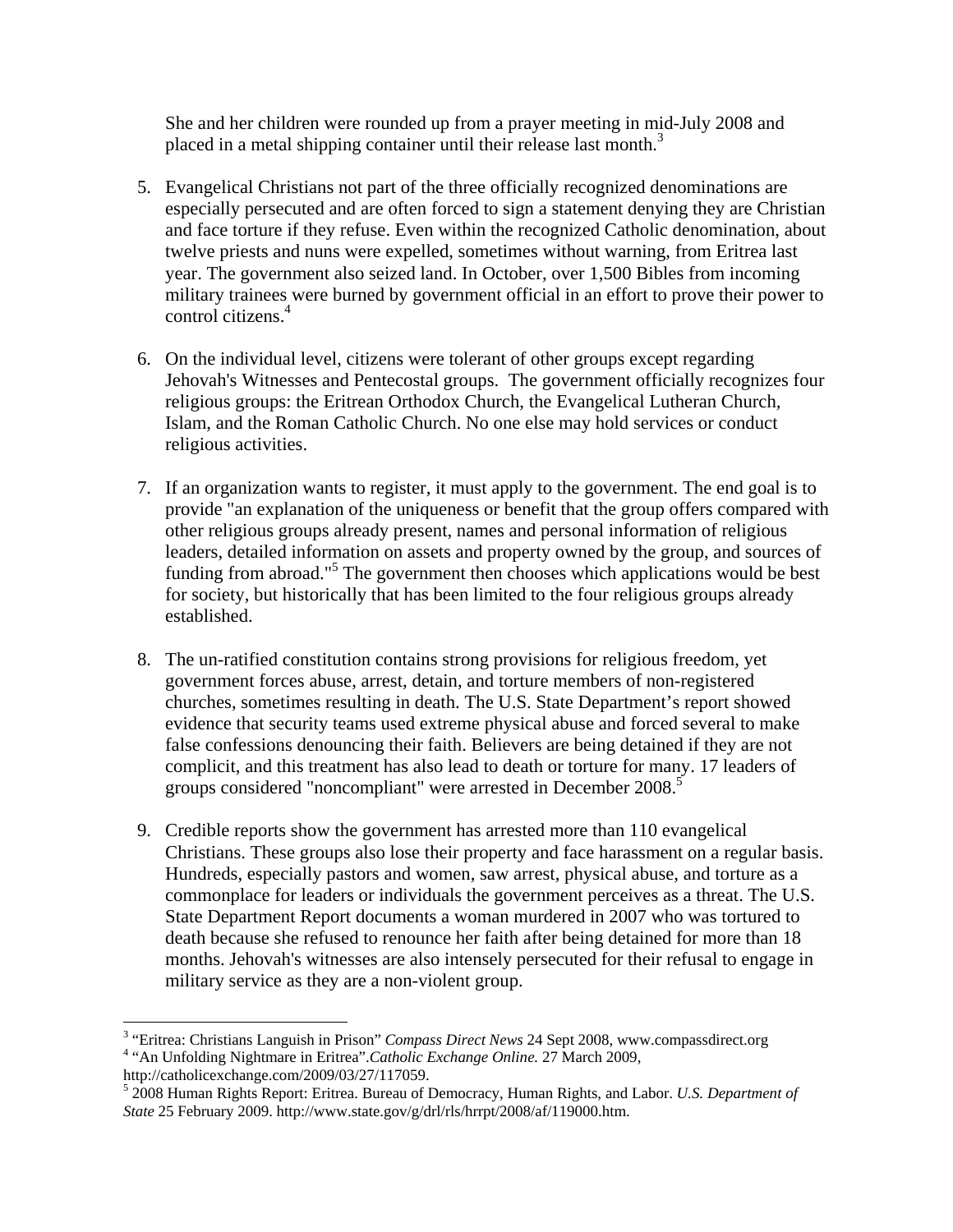She and her children were rounded up from a prayer meeting in mid-July 2008 and placed in a metal shipping container until their release last month.[3]

5. Evangelical Christians not part of the three officially recognized denominations are especially persecuted and are often forced to sign a statement denying they are Christian and face torture if they refuse. Even within the recognized Catholic denomination, about twelve priests and nuns were expelled, sometimes without warning, from Eritrea last year. The government also seized land. In October, over 1,500 Bibles from incoming military trainees were burned by government official in an effort to prove their power to control citizens.[4]

6. On the individual level, citizens were tolerant of other groups except regarding Jehovah's Witnesses and Pentecostal groups. The government officially recognizes four religious groups: the Eritrean Orthodox Church, the Evangelical Lutheran Church, Islam, and the Roman Catholic Church. No one else may hold services or conduct religious activities.

7. If an organization wants to register, it must apply to the government. The end goal is to provide "an explanation of the uniqueness or benefit that the group offers compared with other religious groups already present, names and personal information of religious leaders, detailed information on assets and property owned by the group, and sources of funding from abroad."[5] The government then chooses which applications would be best for society, but historically that has been limited to the four religious groups already established.

8. The un-ratified constitution contains strong provisions for religious freedom, yet government forces abuse, arrest, detain, and torture members of non-registered churches, sometimes resulting in death. The U.S. State Department's report showed evidence that security teams used extreme physical abuse and forced several to make false confessions denouncing their faith. Believers are being detained if they are not complicit, and this treatment has also lead to death or torture for many. 17 leaders of groups considered "noncompliant" were arrested in December 2008.[5]

9. Credible reports show the government has arrested more than 110 evangelical Christians. These groups also lose their property and face harassment on a regular basis. Hundreds, especially pastors and women, saw arrest, physical abuse, and torture as a commonplace for leaders or individuals the government perceives as a threat. The U.S. State Department Report documents a woman murdered in 2007 who was tortured to death because she refused to renounce her faith after being detained for more than 18 months. Jehovah's witnesses are also intensely persecuted for their refusal to engage in military service as they are a non-violent group.

---

[3] "Eritrea: Christians Languish in Prison" *Compass Direct News* 24 Sept 2008, www.compassdirect.org

[4] "An Unfolding Nightmare in Eritrea".*Catholic Exchange Online.* 27 March 2009, http://catholicexchange.com/2009/03/27/117059.

[5] 2008 Human Rights Report: Eritrea. Bureau of Democracy, Human Rights, and Labor. *U.S. Department of State* 25 February 2009. http://www.state.gov/g/drl/rls/hrrpt/2008/af/119000.htm.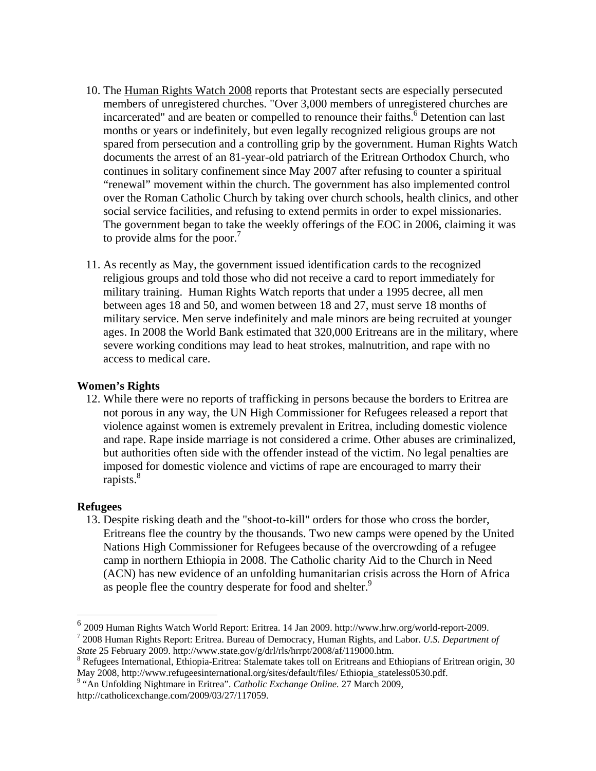10. The Human Rights Watch 2008 reports that Protestant sects are especially persecuted members of unregistered churches. "Over 3,000 members of unregistered churches are incarcerated" and are beaten or compelled to renounce their faiths.[6] Detention can last months or years or indefinitely, but even legally recognized religious groups are not spared from persecution and a controlling grip by the government. Human Rights Watch documents the arrest of an 81-year-old patriarch of the Eritrean Orthodox Church, who continues in solitary confinement since May 2007 after refusing to counter a spiritual "renewal" movement within the church. The government has also implemented control over the Roman Catholic Church by taking over church schools, health clinics, and other social service facilities, and refusing to extend permits in order to expel missionaries. The government began to take the weekly offerings of the EOC in 2006, claiming it was to provide alms for the poor.[7]

11. As recently as May, the government issued identification cards to the recognized religious groups and told those who did not receive a card to report immediately for military training. Human Rights Watch reports that under a 1995 decree, all men between ages 18 and 50, and women between 18 and 27, must serve 18 months of military service. Men serve indefinitely and male minors are being recruited at younger ages. In 2008 the World Bank estimated that 320,000 Eritreans are in the military, where severe working conditions may lead to heat strokes, malnutrition, and rape with no access to medical care.

**Women's Rights**

12. While there were no reports of trafficking in persons because the borders to Eritrea are not porous in any way, the UN High Commissioner for Refugees released a report that violence against women is extremely prevalent in Eritrea, including domestic violence and rape. Rape inside marriage is not considered a crime. Other abuses are criminalized, but authorities often side with the offender instead of the victim. No legal penalties are imposed for domestic violence and victims of rape are encouraged to marry their rapists.[8]

**Refugees**

13. Despite risking death and the "shoot-to-kill" orders for those who cross the border, Eritreans flee the country by the thousands. Two new camps were opened by the United Nations High Commissioner for Refugees because of the overcrowding of a refugee camp in northern Ethiopia in 2008. The Catholic charity Aid to the Church in Need (ACN) has new evidence of an unfolding humanitarian crisis across the Horn of Africa as people flee the country desperate for food and shelter.[9]

---

[6] 2009 Human Rights Watch World Report: Eritrea. 14 Jan 2009. http://www.hrw.org/world-report-2009.

[7] 2008 Human Rights Report: Eritrea. Bureau of Democracy, Human Rights, and Labor. *U.S. Department of State* 25 February 2009. http://www.state.gov/g/drl/rls/hrrpt/2008/af/119000.htm.

[8] Refugees International, Ethiopia-Eritrea: Stalemate takes toll on Eritreans and Ethiopians of Eritrean origin, 30 May 2008, http://www.refugeesinternational.org/sites/default/files/ Ethiopia_stateless0530.pdf.

[9] "An Unfolding Nightmare in Eritrea". *Catholic Exchange Online.* 27 March 2009, http://catholicexchange.com/2009/03/27/117059.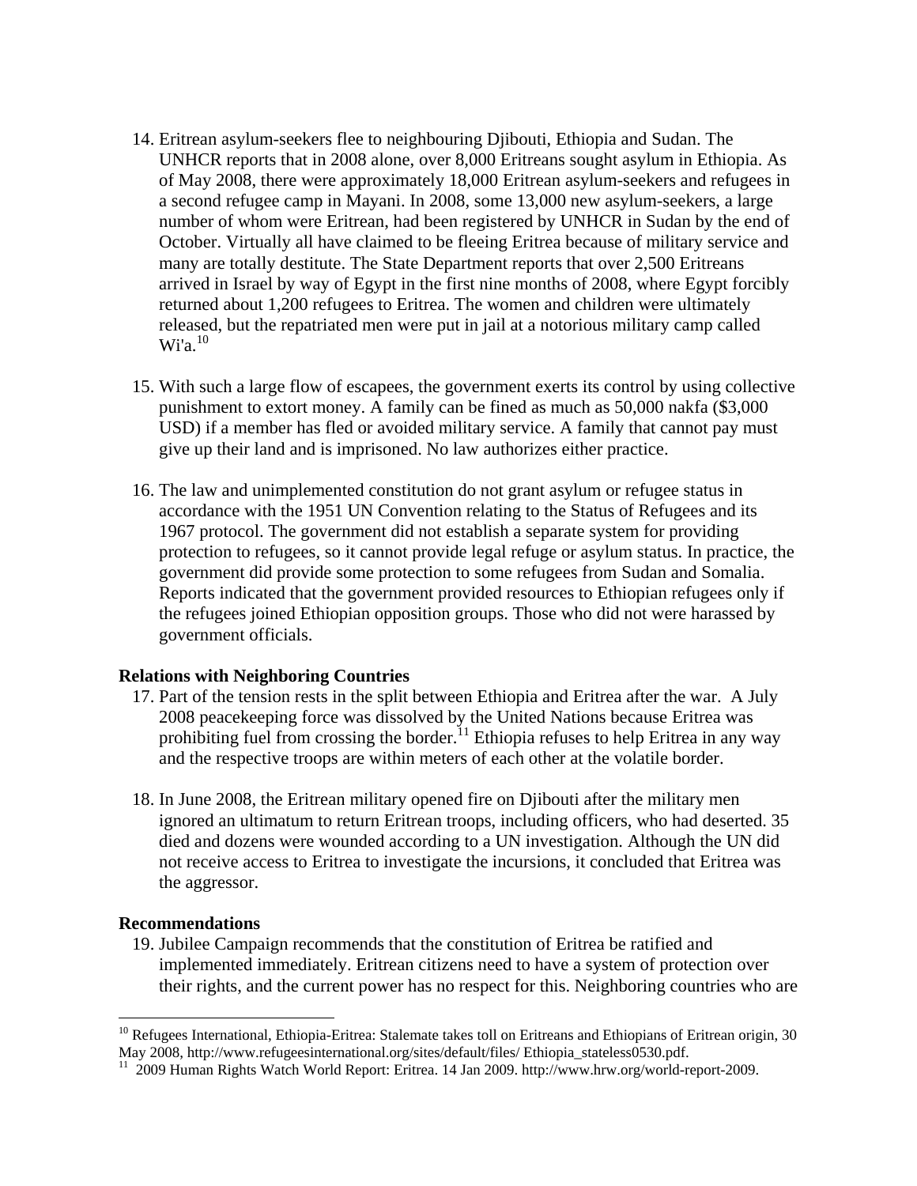14. Eritrean asylum-seekers flee to neighbouring Djibouti, Ethiopia and Sudan. The UNHCR reports that in 2008 alone, over 8,000 Eritreans sought asylum in Ethiopia. As of May 2008, there were approximately 18,000 Eritrean asylum-seekers and refugees in a second refugee camp in Mayani. In 2008, some 13,000 new asylum-seekers, a large number of whom were Eritrean, had been registered by UNHCR in Sudan by the end of October. Virtually all have claimed to be fleeing Eritrea because of military service and many are totally destitute. The State Department reports that over 2,500 Eritreans arrived in Israel by way of Egypt in the first nine months of 2008, where Egypt forcibly returned about 1,200 refugees to Eritrea. The women and children were ultimately released, but the repatriated men were put in jail at a notorious military camp called Wi'a.[10]

15. With such a large flow of escapees, the government exerts its control by using collective punishment to extort money. A family can be fined as much as 50,000 nakfa ($3,000 USD) if a member has fled or avoided military service. A family that cannot pay must give up their land and is imprisoned. No law authorizes either practice.

16. The law and unimplemented constitution do not grant asylum or refugee status in accordance with the 1951 UN Convention relating to the Status of Refugees and its 1967 protocol. The government did not establish a separate system for providing protection to refugees, so it cannot provide legal refuge or asylum status. In practice, the government did provide some protection to some refugees from Sudan and Somalia. Reports indicated that the government provided resources to Ethiopian refugees only if the refugees joined Ethiopian opposition groups. Those who did not were harassed by government officials.

**Relations with Neighboring Countries**

17. Part of the tension rests in the split between Ethiopia and Eritrea after the war. A July 2008 peacekeeping force was dissolved by the United Nations because Eritrea was prohibiting fuel from crossing the border.[11] Ethiopia refuses to help Eritrea in any way and the respective troops are within meters of each other at the volatile border.

18. In June 2008, the Eritrean military opened fire on Djibouti after the military men ignored an ultimatum to return Eritrean troops, including officers, who had deserted. 35 died and dozens were wounded according to a UN investigation. Although the UN did not receive access to Eritrea to investigate the incursions, it concluded that Eritrea was the aggressor.

**Recommendations**

19. Jubilee Campaign recommends that the constitution of Eritrea be ratified and implemented immediately. Eritrean citizens need to have a system of protection over their rights, and the current power has no respect for this. Neighboring countries who are

---

[10] Refugees International, Ethiopia-Eritrea: Stalemate takes toll on Eritreans and Ethiopians of Eritrean origin, 30 May 2008, http://www.refugeesinternational.org/sites/default/files/ Ethiopia_stateless0530.pdf.

[11] 2009 Human Rights Watch World Report: Eritrea. 14 Jan 2009. http://www.hrw.org/world-report-2009.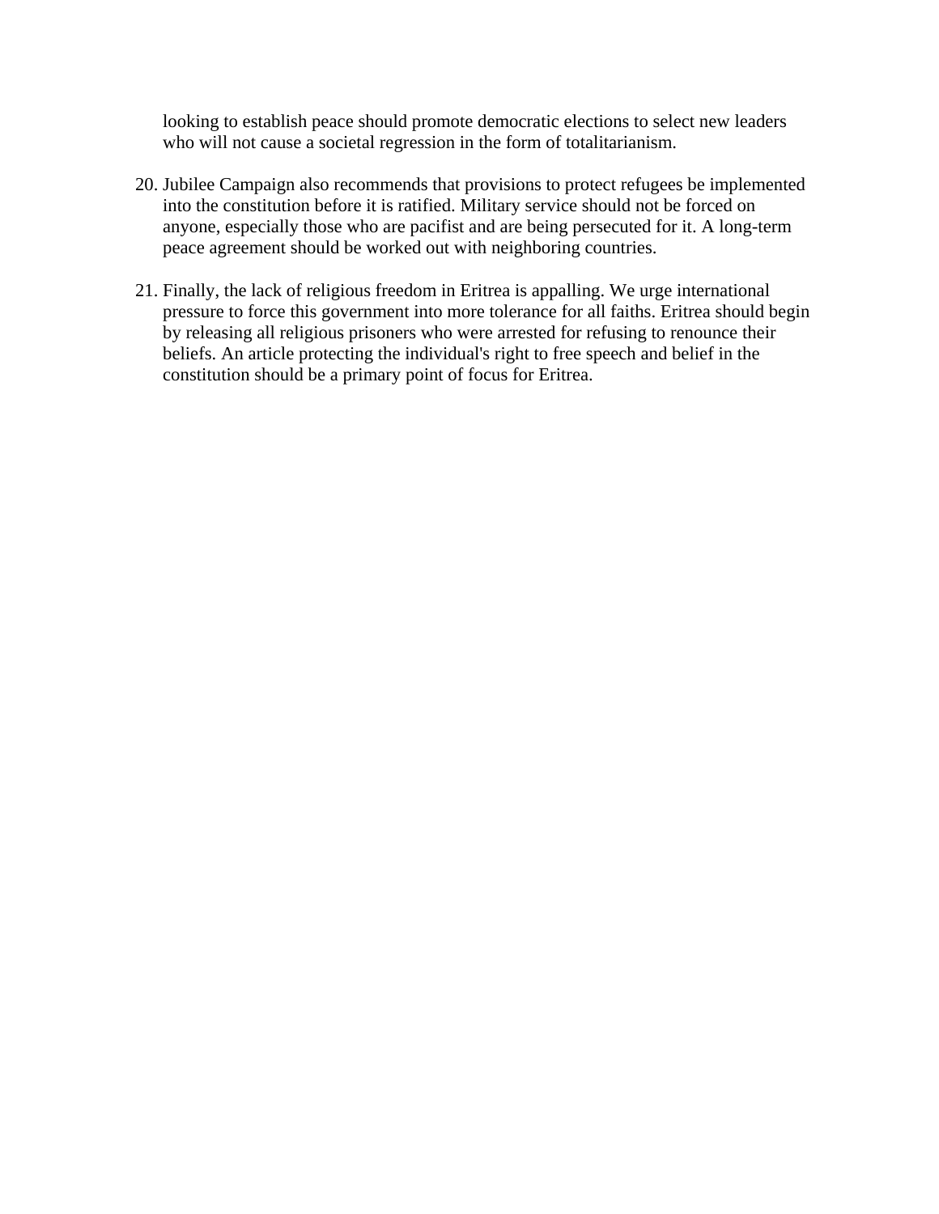looking to establish peace should promote democratic elections to select new leaders who will not cause a societal regression in the form of totalitarianism.

20. Jubilee Campaign also recommends that provisions to protect refugees be implemented into the constitution before it is ratified. Military service should not be forced on anyone, especially those who are pacifist and are being persecuted for it. A long-term peace agreement should be worked out with neighboring countries.

21. Finally, the lack of religious freedom in Eritrea is appalling. We urge international pressure to force this government into more tolerance for all faiths. Eritrea should begin by releasing all religious prisoners who were arrested for refusing to renounce their beliefs. An article protecting the individual's right to free speech and belief in the constitution should be a primary point of focus for Eritrea.